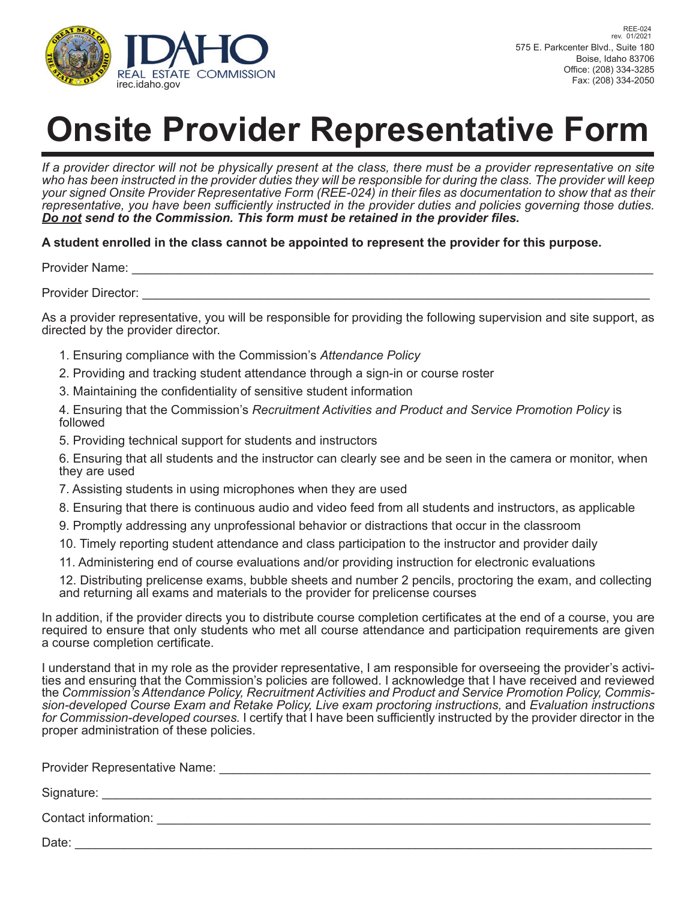IDAHO REAL ESTATE COMMISSION
irec.idaho.gov

REE-024
rev. 01/2021

575 E. Parkcenter Blvd., Suite 180
Boise, Idaho 83706
Office: (208) 334-3285
Fax: (208) 334-2050

# Onsite Provider Representative Form

*If a provider director will not be physically present at the class, there must be a provider representative on site who has been instructed in the provider duties they will be responsible for during the class. The provider will keep your signed Onsite Provider Representative Form (REE-024) in their files as documentation to show that as their representative, you have been sufficiently instructed in the provider duties and policies governing those duties.* ***Do not*** ***send to the Commission. This form must be retained in the provider files.***

**A student enrolled in the class cannot be appointed to represent the provider for this purpose.**

Provider Name: ______________________________________________

Provider Director: ______________________________________________

As a provider representative, you will be responsible for providing the following supervision and site support, as directed by the provider director.

1. Ensuring compliance with the Commission's *Attendance Policy*
2. Providing and tracking student attendance through a sign-in or course roster
3. Maintaining the confidentiality of sensitive student information
4. Ensuring that the Commission's *Recruitment Activities and Product and Service Promotion Policy* is followed
5. Providing technical support for students and instructors
6. Ensuring that all students and the instructor can clearly see and be seen in the camera or monitor, when they are used
7. Assisting students in using microphones when they are used
8. Ensuring that there is continuous audio and video feed from all students and instructors, as applicable
9. Promptly addressing any unprofessional behavior or distractions that occur in the classroom
10. Timely reporting student attendance and class participation to the instructor and provider daily
11. Administering end of course evaluations and/or providing instruction for electronic evaluations
12. Distributing prelicense exams, bubble sheets and number 2 pencils, proctoring the exam, and collecting and returning all exams and materials to the provider for prelicense courses

In addition, if the provider directs you to distribute course completion certificates at the end of a course, you are required to ensure that only students who met all course attendance and participation requirements are given a course completion certificate.

I understand that in my role as the provider representative, I am responsible for overseeing the provider's activities and ensuring that the Commission's policies are followed. I acknowledge that I have received and reviewed the *Commission's Attendance Policy, Recruitment Activities and Product and Service Promotion Policy, Commission-developed Course Exam and Retake Policy, Live exam proctoring instructions,* and *Evaluation instructions for Commission-developed courses.* I certify that I have been sufficiently instructed by the provider director in the proper administration of these policies.

Provider Representative Name: ______________________________________________

Signature: ______________________________________________

Contact information: ______________________________________________

Date: ______________________________________________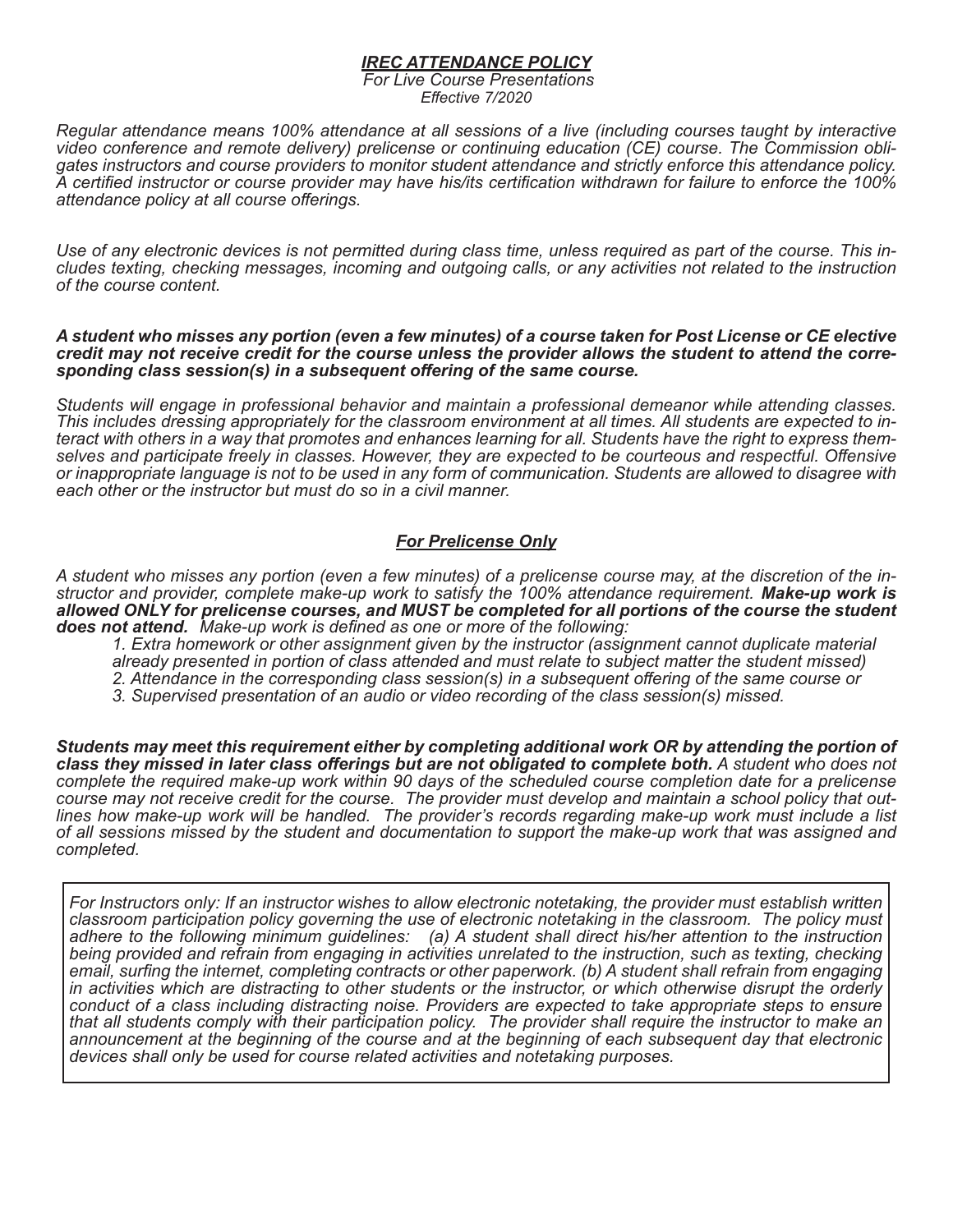# *IREC ATTENDANCE POLICY*

*For Live Course Presentations*

*Effective 7/2020*

*Regular attendance means 100% attendance at all sessions of a live (including courses taught by interactive video conference and remote delivery) prelicense or continuing education (CE) course. The Commission obligates instructors and course providers to monitor student attendance and strictly enforce this attendance policy. A certified instructor or course provider may have his/its certification withdrawn for failure to enforce the 100% attendance policy at all course offerings.*

*Use of any electronic devices is not permitted during class time, unless required as part of the course. This includes texting, checking messages, incoming and outgoing calls, or any activities not related to the instruction of the course content.*

***A student who misses any portion (even a few minutes) of a course taken for Post License or CE elective credit may not receive credit for the course unless the provider allows the student to attend the corresponding class session(s) in a subsequent offering of the same course.***

*Students will engage in professional behavior and maintain a professional demeanor while attending classes. This includes dressing appropriately for the classroom environment at all times. All students are expected to interact with others in a way that promotes and enhances learning for all. Students have the right to express themselves and participate freely in classes. However, they are expected to be courteous and respectful. Offensive or inappropriate language is not to be used in any form of communication. Students are allowed to disagree with each other or the instructor but must do so in a civil manner.*

## *For Prelicense Only*

*A student who misses any portion (even a few minutes) of a prelicense course may, at the discretion of the instructor and provider, complete make-up work to satisfy the 100% attendance requirement.* ***Make-up work is allowed ONLY for prelicense courses, and MUST be completed for all portions of the course the student does not attend.*** *Make-up work is defined as one or more of the following:*

1. *Extra homework or other assignment given by the instructor (assignment cannot duplicate material already presented in portion of class attended and must relate to subject matter the student missed)*
2. *Attendance in the corresponding class session(s) in a subsequent offering of the same course or*
3. *Supervised presentation of an audio or video recording of the class session(s) missed.*

***Students may meet this requirement either by completing additional work OR by attending the portion of class they missed in later class offerings but are not obligated to complete both.*** *A student who does not complete the required make-up work within 90 days of the scheduled course completion date for a prelicense course may not receive credit for the course. The provider must develop and maintain a school policy that outlines how make-up work will be handled. The provider's records regarding make-up work must include a list of all sessions missed by the student and documentation to support the make-up work that was assigned and completed.*

*For Instructors only: If an instructor wishes to allow electronic notetaking, the provider must establish written classroom participation policy governing the use of electronic notetaking in the classroom. The policy must adhere to the following minimum guidelines: (a) A student shall direct his/her attention to the instruction being provided and refrain from engaging in activities unrelated to the instruction, such as texting, checking email, surfing the internet, completing contracts or other paperwork. (b) A student shall refrain from engaging in activities which are distracting to other students or the instructor, or which otherwise disrupt the orderly conduct of a class including distracting noise. Providers are expected to take appropriate steps to ensure that all students comply with their participation policy. The provider shall require the instructor to make an announcement at the beginning of the course and at the beginning of each subsequent day that electronic devices shall only be used for course related activities and notetaking purposes.*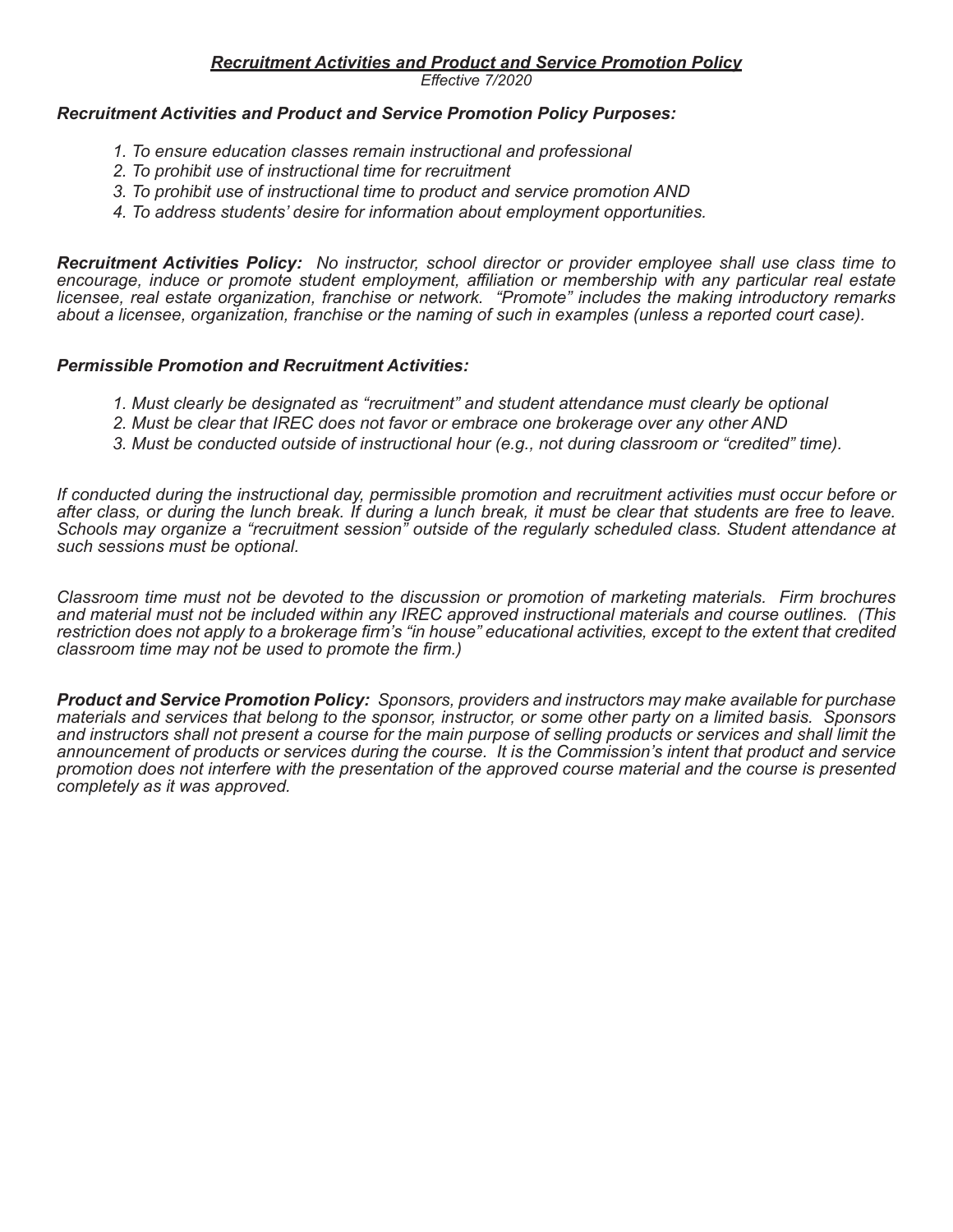# ***Recruitment Activities and Product and Service Promotion Policy***

*Effective 7/2020*

***Recruitment Activities and Product and Service Promotion Policy Purposes:***

*1. To ensure education classes remain instructional and professional*
*2. To prohibit use of instructional time for recruitment*
*3. To prohibit use of instructional time to product and service promotion AND*
*4. To address students' desire for information about employment opportunities.*

***Recruitment Activities Policy:*** *No instructor, school director or provider employee shall use class time to encourage, induce or promote student employment, affiliation or membership with any particular real estate licensee, real estate organization, franchise or network. "Promote" includes the making introductory remarks about a licensee, organization, franchise or the naming of such in examples (unless a reported court case).*

***Permissible Promotion and Recruitment Activities:***

*1. Must clearly be designated as "recruitment" and student attendance must clearly be optional*
*2. Must be clear that IREC does not favor or embrace one brokerage over any other AND*
*3. Must be conducted outside of instructional hour (e.g., not during classroom or "credited" time).*

*If conducted during the instructional day, permissible promotion and recruitment activities must occur before or after class, or during the lunch break. If during a lunch break, it must be clear that students are free to leave. Schools may organize a "recruitment session" outside of the regularly scheduled class. Student attendance at such sessions must be optional.*

*Classroom time must not be devoted to the discussion or promotion of marketing materials. Firm brochures and material must not be included within any IREC approved instructional materials and course outlines. (This restriction does not apply to a brokerage firm's "in house" educational activities, except to the extent that credited classroom time may not be used to promote the firm.)*

***Product and Service Promotion Policy:*** *Sponsors, providers and instructors may make available for purchase materials and services that belong to the sponsor, instructor, or some other party on a limited basis. Sponsors and instructors shall not present a course for the main purpose of selling products or services and shall limit the announcement of products or services during the course. It is the Commission's intent that product and service promotion does not interfere with the presentation of the approved course material and the course is presented completely as it was approved.*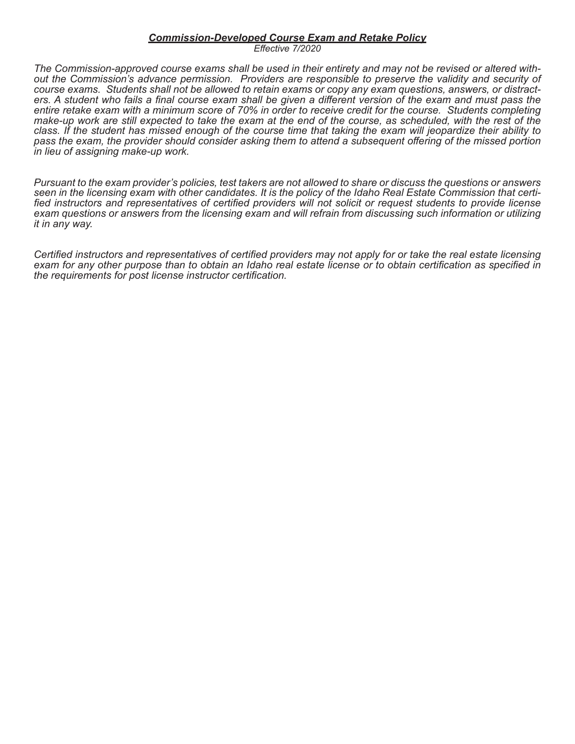## ***Commission-Developed Course Exam and Retake Policy***

*Effective 7/2020*

*The Commission-approved course exams shall be used in their entirety and may not be revised or altered without the Commission's advance permission. Providers are responsible to preserve the validity and security of course exams. Students shall not be allowed to retain exams or copy any exam questions, answers, or distracters. A student who fails a final course exam shall be given a different version of the exam and must pass the entire retake exam with a minimum score of 70% in order to receive credit for the course. Students completing make-up work are still expected to take the exam at the end of the course, as scheduled, with the rest of the class. If the student has missed enough of the course time that taking the exam will jeopardize their ability to pass the exam, the provider should consider asking them to attend a subsequent offering of the missed portion in lieu of assigning make-up work.*

*Pursuant to the exam provider's policies, test takers are not allowed to share or discuss the questions or answers seen in the licensing exam with other candidates. It is the policy of the Idaho Real Estate Commission that certified instructors and representatives of certified providers will not solicit or request students to provide license exam questions or answers from the licensing exam and will refrain from discussing such information or utilizing it in any way.*

*Certified instructors and representatives of certified providers may not apply for or take the real estate licensing exam for any other purpose than to obtain an Idaho real estate license or to obtain certification as specified in the requirements for post license instructor certification.*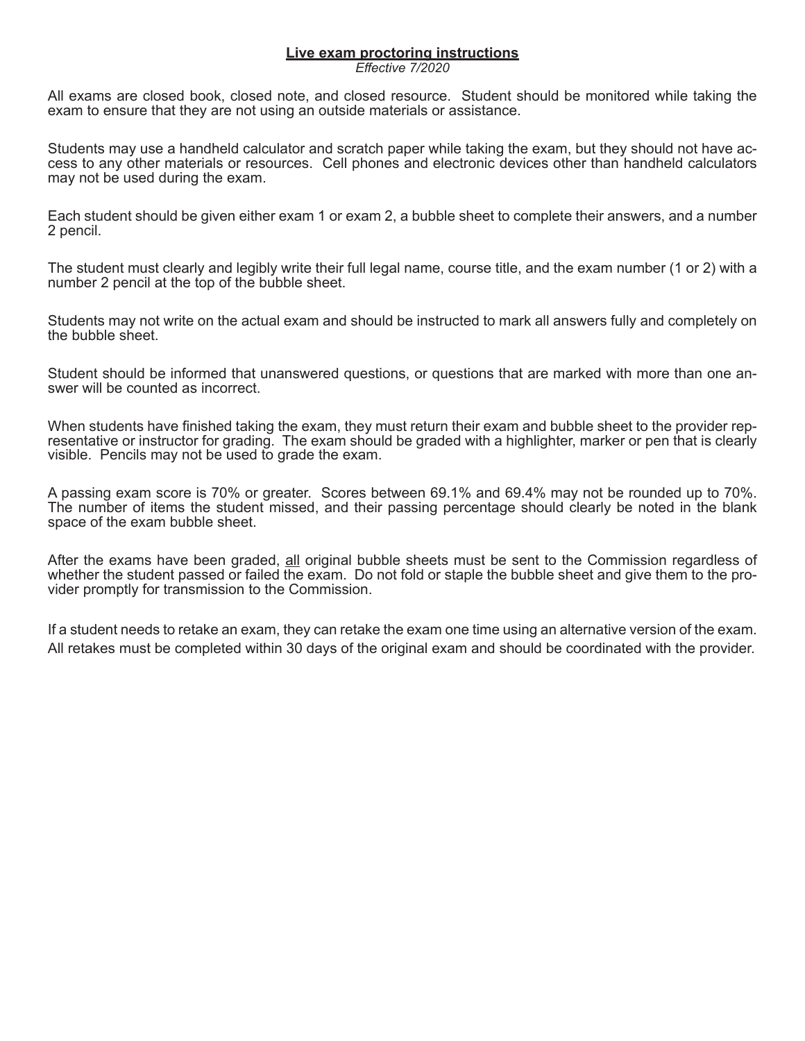# <u>Live exam proctoring instructions</u>

*Effective 7/2020*

All exams are closed book, closed note, and closed resource. Student should be monitored while taking the exam to ensure that they are not using an outside materials or assistance.

Students may use a handheld calculator and scratch paper while taking the exam, but they should not have access to any other materials or resources. Cell phones and electronic devices other than handheld calculators may not be used during the exam.

Each student should be given either exam 1 or exam 2, a bubble sheet to complete their answers, and a number 2 pencil.

The student must clearly and legibly write their full legal name, course title, and the exam number (1 or 2) with a number 2 pencil at the top of the bubble sheet.

Students may not write on the actual exam and should be instructed to mark all answers fully and completely on the bubble sheet.

Student should be informed that unanswered questions, or questions that are marked with more than one answer will be counted as incorrect.

When students have finished taking the exam, they must return their exam and bubble sheet to the provider representative or instructor for grading. The exam should be graded with a highlighter, marker or pen that is clearly visible. Pencils may not be used to grade the exam.

A passing exam score is 70% or greater. Scores between 69.1% and 69.4% may not be rounded up to 70%. The number of items the student missed, and their passing percentage should clearly be noted in the blank space of the exam bubble sheet.

After the exams have been graded, <u>all</u> original bubble sheets must be sent to the Commission regardless of whether the student passed or failed the exam. Do not fold or staple the bubble sheet and give them to the provider promptly for transmission to the Commission.

If a student needs to retake an exam, they can retake the exam one time using an alternative version of the exam. All retakes must be completed within 30 days of the original exam and should be coordinated with the provider.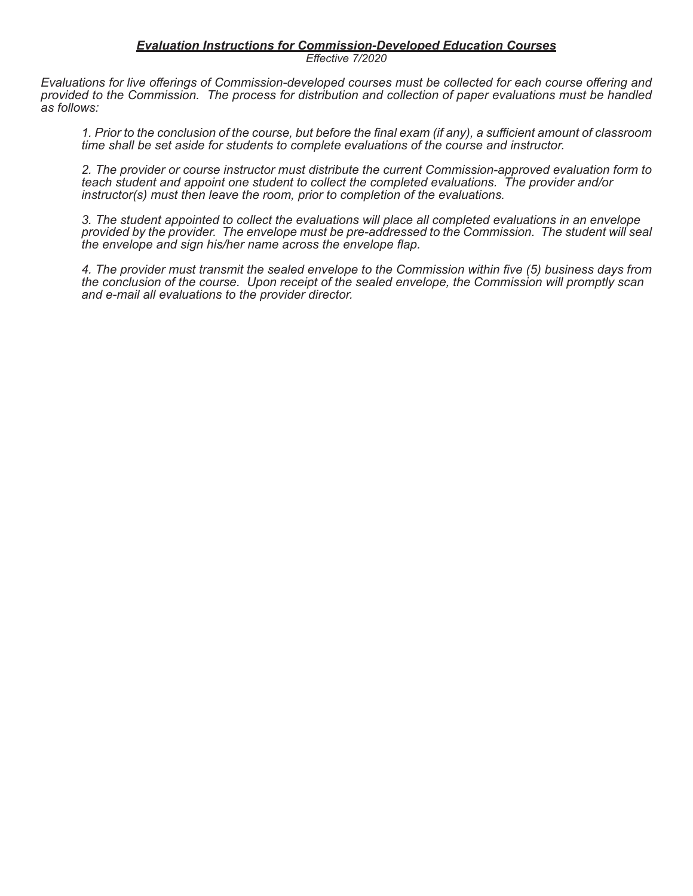***Evaluation Instructions for Commission-Developed Education Courses***

*Effective 7/2020*

*Evaluations for live offerings of Commission-developed courses must be collected for each course offering and provided to the Commission. The process for distribution and collection of paper evaluations must be handled as follows:*

*1. Prior to the conclusion of the course, but before the final exam (if any), a sufficient amount of classroom time shall be set aside for students to complete evaluations of the course and instructor.*

*2. The provider or course instructor must distribute the current Commission-approved evaluation form to teach student and appoint one student to collect the completed evaluations. The provider and/or instructor(s) must then leave the room, prior to completion of the evaluations.*

*3. The student appointed to collect the evaluations will place all completed evaluations in an envelope provided by the provider. The envelope must be pre-addressed to the Commission. The student will seal the envelope and sign his/her name across the envelope flap.*

*4. The provider must transmit the sealed envelope to the Commission within five (5) business days from the conclusion of the course. Upon receipt of the sealed envelope, the Commission will promptly scan and e-mail all evaluations to the provider director.*